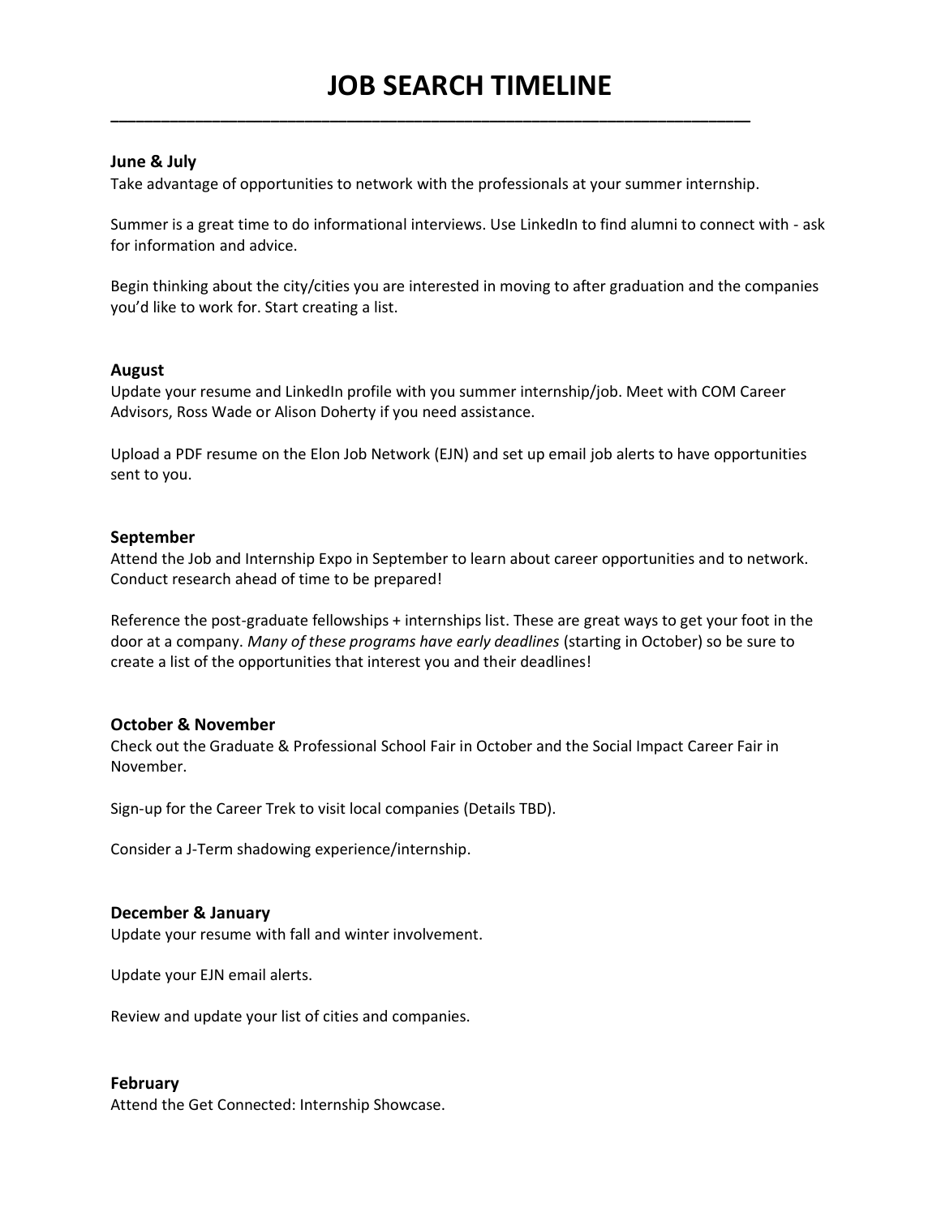# JOB SEARCH TIMELINE

---

**June & July**

Take advantage of opportunities to network with the professionals at your summer internship.

Summer is a great time to do informational interviews. Use LinkedIn to find alumni to connect with - ask for information and advice.

Begin thinking about the city/cities you are interested in moving to after graduation and the companies you'd like to work for. Start creating a list.

**August**

Update your resume and LinkedIn profile with you summer internship/job. Meet with COM Career Advisors, Ross Wade or Alison Doherty if you need assistance.

Upload a PDF resume on the Elon Job Network (EJN) and set up email job alerts to have opportunities sent to you.

**September**

Attend the Job and Internship Expo in September to learn about career opportunities and to network. Conduct research ahead of time to be prepared!

Reference the post-graduate fellowships + internships list. These are great ways to get your foot in the door at a company. *Many of these programs have early deadlines* (starting in October) so be sure to create a list of the opportunities that interest you and their deadlines!

**October & November**

Check out the Graduate & Professional School Fair in October and the Social Impact Career Fair in November.

Sign-up for the Career Trek to visit local companies (Details TBD).

Consider a J-Term shadowing experience/internship.

**December & January**

Update your resume with fall and winter involvement.

Update your EJN email alerts.

Review and update your list of cities and companies.

**February**

Attend the Get Connected: Internship Showcase.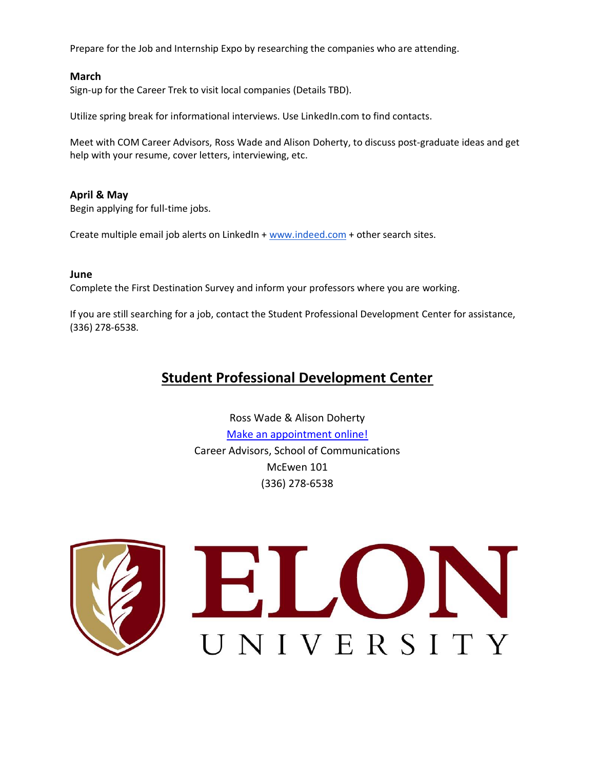Prepare for the Job and Internship Expo by researching the companies who are attending.

**March**

Sign-up for the Career Trek to visit local companies (Details TBD).

Utilize spring break for informational interviews. Use LinkedIn.com to find contacts.

Meet with COM Career Advisors, Ross Wade and Alison Doherty, to discuss post-graduate ideas and get help with your resume, cover letters, interviewing, etc.

**April & May**

Begin applying for full-time jobs.

Create multiple email job alerts on LinkedIn + www.indeed.com + other search sites.

**June**

Complete the First Destination Survey and inform your professors where you are working.

If you are still searching for a job, contact the Student Professional Development Center for assistance, (336) 278-6538.

## Student Professional Development Center

Ross Wade & Alison Doherty

Make an appointment online!

Career Advisors, School of Communications

McEwen 101

(336) 278-6538

ELON UNIVERSITY